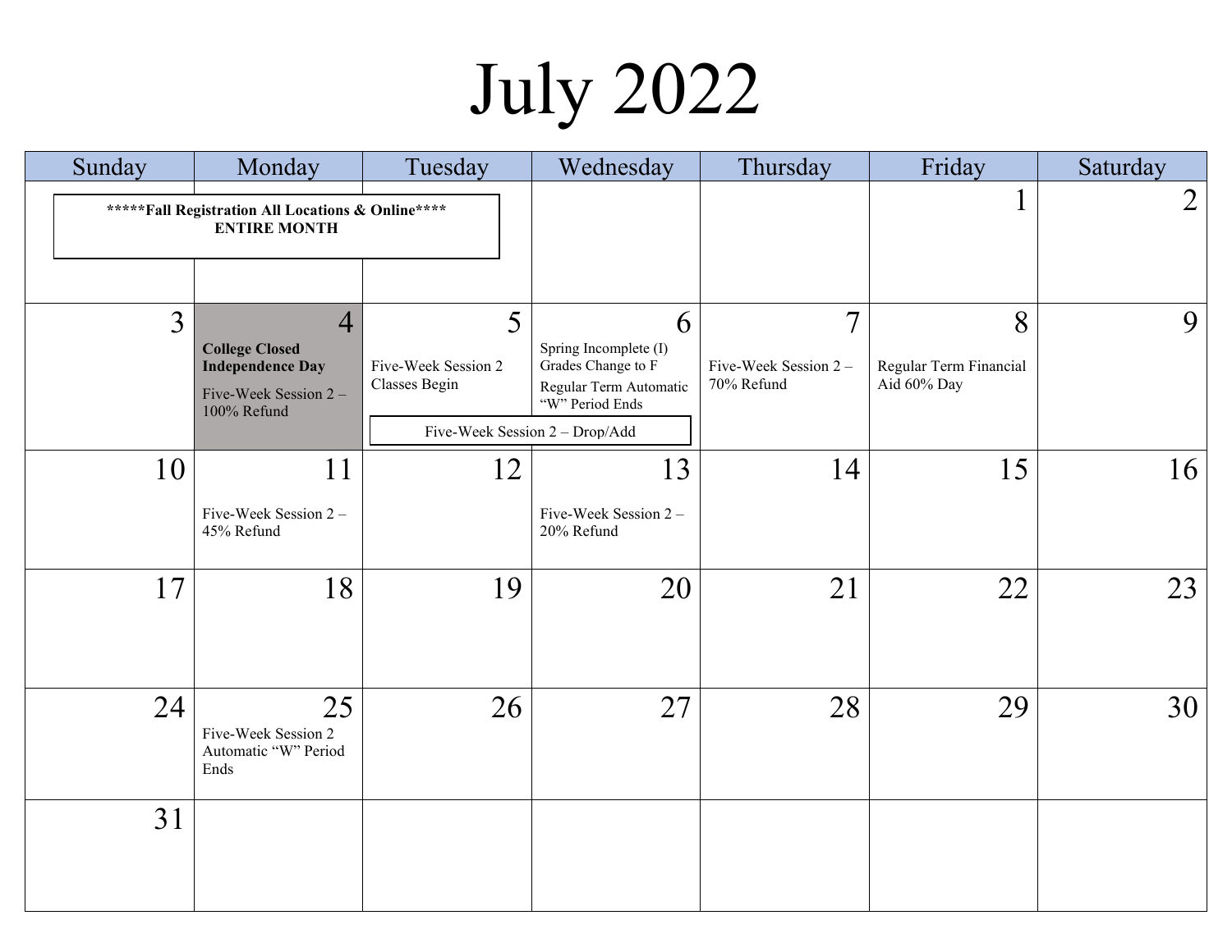# July 2022

| Sunday | Monday | Tuesday | Wednesday | Thursday | Friday | Saturday |
|---|---|---|---|---|---|---|
| **\*\*\*\*\*Fall Registration All Locations & Online\*\*\*\* ENTIRE MONTH** | | | | | 1 | 2 |
| 3 | 4 **College Closed Independence Day** Five-Week Session 2 – 100% Refund | 5 Five-Week Session 2 Classes Begin | 6 Spring Incomplete (I) Grades Change to F Regular Term Automatic "W" Period Ends | 7 Five-Week Session 2 – 70% Refund | 8 Regular Term Financial Aid 60% Day | 9 |
| | | Five-Week Session 2 – Drop/Add | Five-Week Session 2 – Drop/Add | | | |
| 10 | 11 Five-Week Session 2 – 45% Refund | 12 | 13 Five-Week Session 2 – 20% Refund | 14 | 15 | 16 |
| 17 | 18 | 19 | 20 | 21 | 22 | 23 |
| 24 | 25 Five-Week Session 2 Automatic "W" Period Ends | 26 | 27 | 28 | 29 | 30 |
| 31 | | | | | | |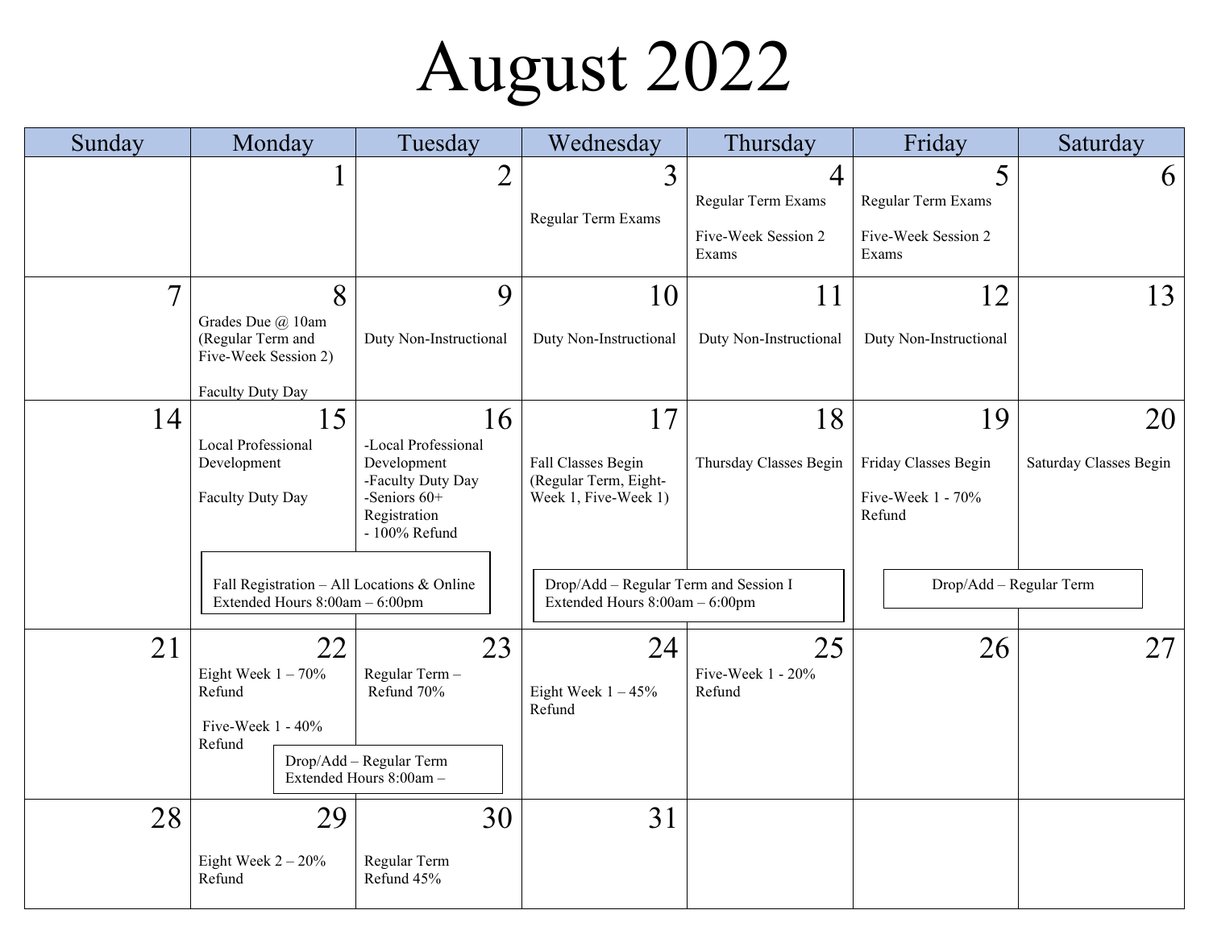# August 2022

| Sunday | Monday | Tuesday | Wednesday | Thursday | Friday | Saturday |
|---|---|---|---|---|---|---|
| | 1 | 2 | 3<br>Regular Term Exams | 4<br>Regular Term Exams<br><br>Five-Week Session 2 Exams | 5<br>Regular Term Exams<br><br>Five-Week Session 2 Exams | 6 |
| 7 | 8<br>Grades Due @ 10am (Regular Term and Five-Week Session 2)<br><br>Faculty Duty Day | 9<br>Duty Non-Instructional | 10<br>Duty Non-Instructional | 11<br>Duty Non-Instructional | 12<br>Duty Non-Instructional | 13 |
| 14 | 15<br>Local Professional Development<br><br>Faculty Duty Day<br><br>Fall Registration – All Locations & Online Extended Hours 8:00am – 6:00pm | 16<br>-Local Professional Development<br>-Faculty Duty Day<br>-Seniors 60+ Registration<br>- 100% Refund<br><br>Fall Registration – All Locations & Online Extended Hours 8:00am – 6:00pm | 17<br>Fall Classes Begin (Regular Term, Eight-Week 1, Five-Week 1)<br><br>Drop/Add – Regular Term and Session I Extended Hours 8:00am – 6:00pm | 18<br>Thursday Classes Begin<br><br>Drop/Add – Regular Term and Session I Extended Hours 8:00am – 6:00pm | 19<br>Friday Classes Begin<br><br>Five-Week 1 - 70% Refund<br><br>Drop/Add – Regular Term | 20<br>Saturday Classes Begin<br><br>Drop/Add – Regular Term |
| 21 | 22<br>Eight Week 1 – 70% Refund<br><br>Five-Week 1 - 40% Refund<br><br>Drop/Add – Regular Term Extended Hours 8:00am – | 23<br>Regular Term – Refund 70%<br><br>Drop/Add – Regular Term Extended Hours 8:00am – | 24<br>Eight Week 1 – 45% Refund | 25<br>Five-Week 1 - 20% Refund | 26 | 27 |
| 28 | 29<br>Eight Week 2 – 20% Refund | 30<br>Regular Term Refund 45% | 31 | | | |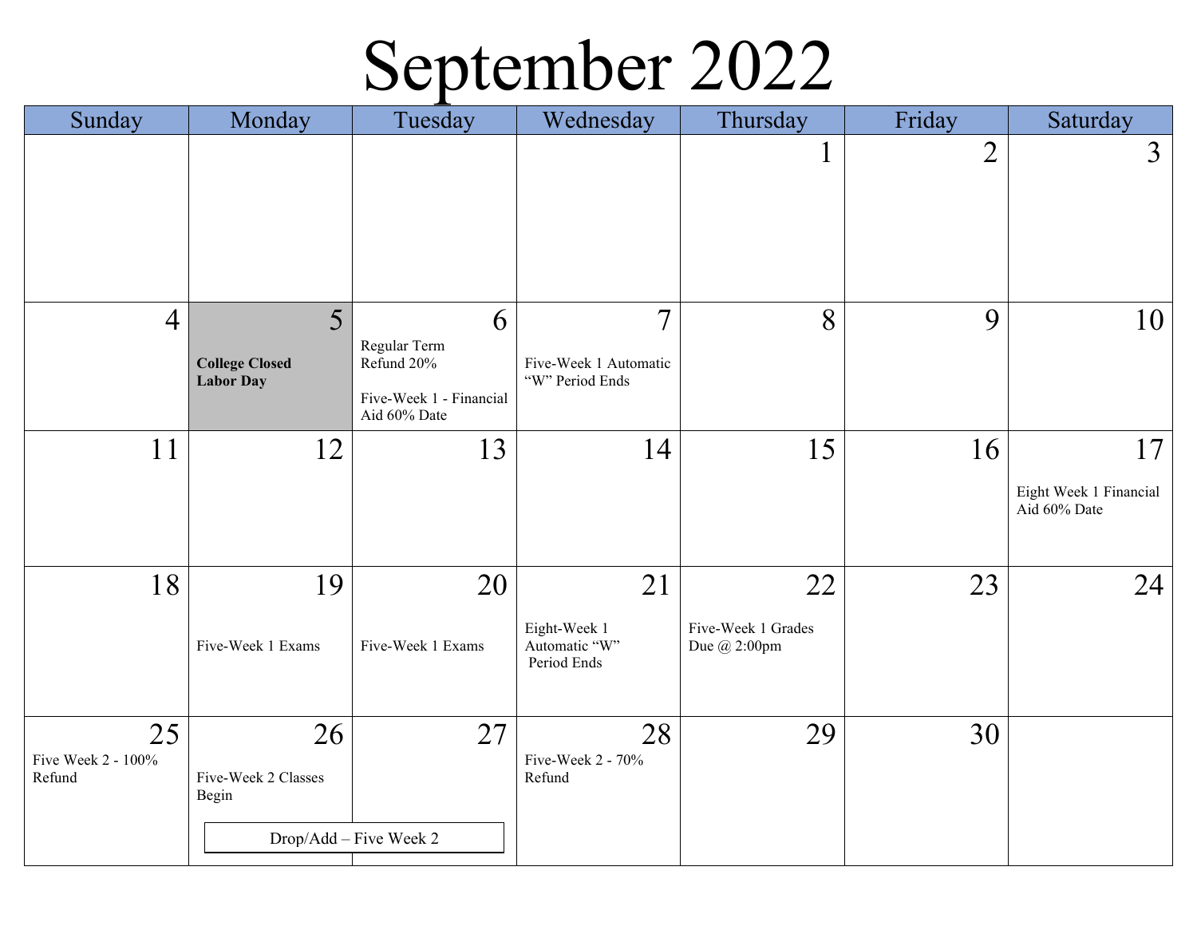# September 2022

| Sunday | Monday | Tuesday | Wednesday | Thursday | Friday | Saturday |
|---|---|---|---|---|---|---|
| | | | | 1 | 2 | 3 |
| 4 | 5 **College Closed Labor Day** | 6 Regular Term Refund 20%<br><br>Five-Week 1 - Financial Aid 60% Date | 7 Five-Week 1 Automatic "W" Period Ends | 8 | 9 | 10 |
| 11 | 12 | 13 | 14 | 15 | 16 | 17 Eight Week 1 Financial Aid 60% Date |
| 18 | 19 Five-Week 1 Exams | 20 Five-Week 1 Exams | 21 Eight-Week 1 Automatic "W" Period Ends | 22 Five-Week 1 Grades Due @ 2:00pm | 23 | 24 |
| 25 Five Week 2 - 100% Refund | 26 Five-Week 2 Classes Begin<br><br>Drop/Add – Five Week 2 | 27 Drop/Add – Five Week 2 | 28 Five-Week 2 - 70% Refund | 29 | 30 | |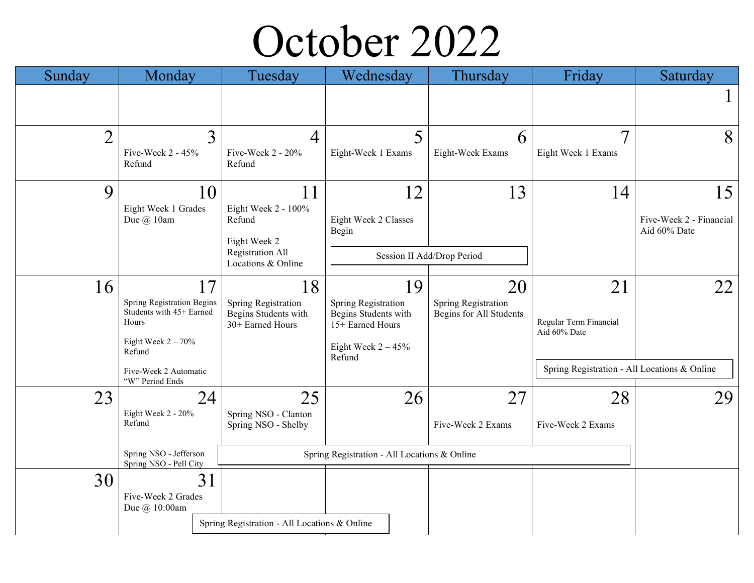# October 2022

| Sunday | Monday | Tuesday | Wednesday | Thursday | Friday | Saturday |
|---|---|---|---|---|---|---|
| | | | | | | 1 |
| 2 | 3<br>Five-Week 2 - 45% Refund | 4<br>Five-Week 2 - 20% Refund | 5<br>Eight-Week 1 Exams | 6<br>Eight-Week Exams | 7<br>Eight Week 1 Exams | 8 |
| 9 | 10<br>Eight Week 1 Grades Due @ 10am | 11<br>Eight Week 2 - 100% Refund<br><br>Eight Week 2 Registration All Locations & Online | 12<br>Eight Week 2 Classes Begin<br><br>Session II Add/Drop Period | 13<br>Session II Add/Drop Period | 14 | 15<br>Five-Week 2 - Financial Aid 60% Date |
| 16 | 17<br>Spring Registration Begins Students with 45+ Earned Hours<br><br>Eight Week 2 – 70% Refund<br><br>Five-Week 2 Automatic "W" Period Ends | 18<br>Spring Registration Begins Students with 30+ Earned Hours | 19<br>Spring Registration Begins Students with 15+ Earned Hours<br><br>Eight Week 2 – 45% Refund | 20<br>Spring Registration Begins for All Students | 21<br>Regular Term Financial Aid 60% Date<br><br>Spring Registration - All Locations & Online | 22<br>Spring Registration - All Locations & Online |
| 23 | 24<br>Eight Week 2 - 20% Refund<br><br>Spring NSO - Jefferson<br>Spring NSO - Pell City | 25<br>Spring NSO - Clanton<br>Spring NSO - Shelby<br><br>Spring Registration - All Locations & Online | 26<br>Spring Registration - All Locations & Online | 27<br>Five-Week 2 Exams<br><br>Spring Registration - All Locations & Online | 28<br>Five-Week 2 Exams<br><br>Spring Registration - All Locations & Online | 29 |
| 30 | 31<br>Five-Week 2 Grades Due @ 10:00am<br><br>Spring Registration - All Locations & Online | | | | | |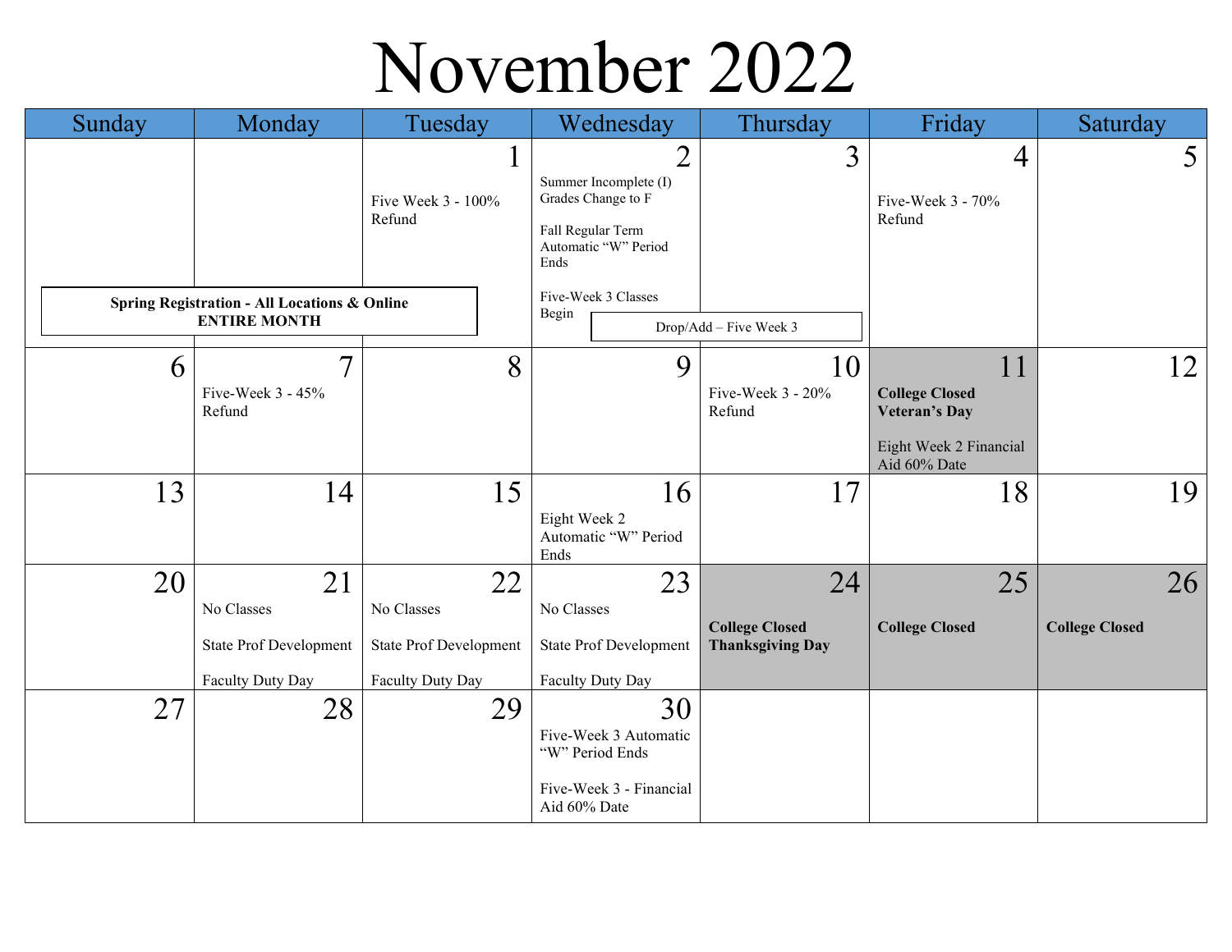# November 2022

| Sunday | Monday | Tuesday | Wednesday | Thursday | Friday | Saturday |
| --- | --- | --- | --- | --- | --- | --- |
| | | 1<br>Five Week 3 - 100% Refund | 2<br>Summer Incomplete (I) Grades Change to F<br><br>Fall Regular Term Automatic "W" Period Ends<br><br>Five-Week 3 Classes Begin | 3 | 4<br>Five-Week 3 - 70% Refund | 5 |
| 6 | 7<br>Five-Week 3 - 45% Refund | 8 | 9 | 10<br>Five-Week 3 - 20% Refund | 11<br>**College Closed Veteran's Day**<br><br>Eight Week 2 Financial Aid 60% Date | 12 |
| 13 | 14 | 15 | 16<br>Eight Week 2 Automatic "W" Period Ends | 17 | 18 | 19 |
| 20 | 21<br>No Classes<br><br>State Prof Development<br><br>Faculty Duty Day | 22<br>No Classes<br><br>State Prof Development<br><br>Faculty Duty Day | 23<br>No Classes<br><br>State Prof Development<br><br>Faculty Duty Day | 24<br>**College Closed Thanksgiving Day** | 25<br>**College Closed** | 26<br>**College Closed** |
| 27 | 28 | 29 | 30<br>Five-Week 3 Automatic "W" Period Ends<br><br>Five-Week 3 - Financial Aid 60% Date | | | |

**Spring Registration - All Locations & Online ENTIRE MONTH**

Drop/Add – Five Week 3 (November 2 – November 3)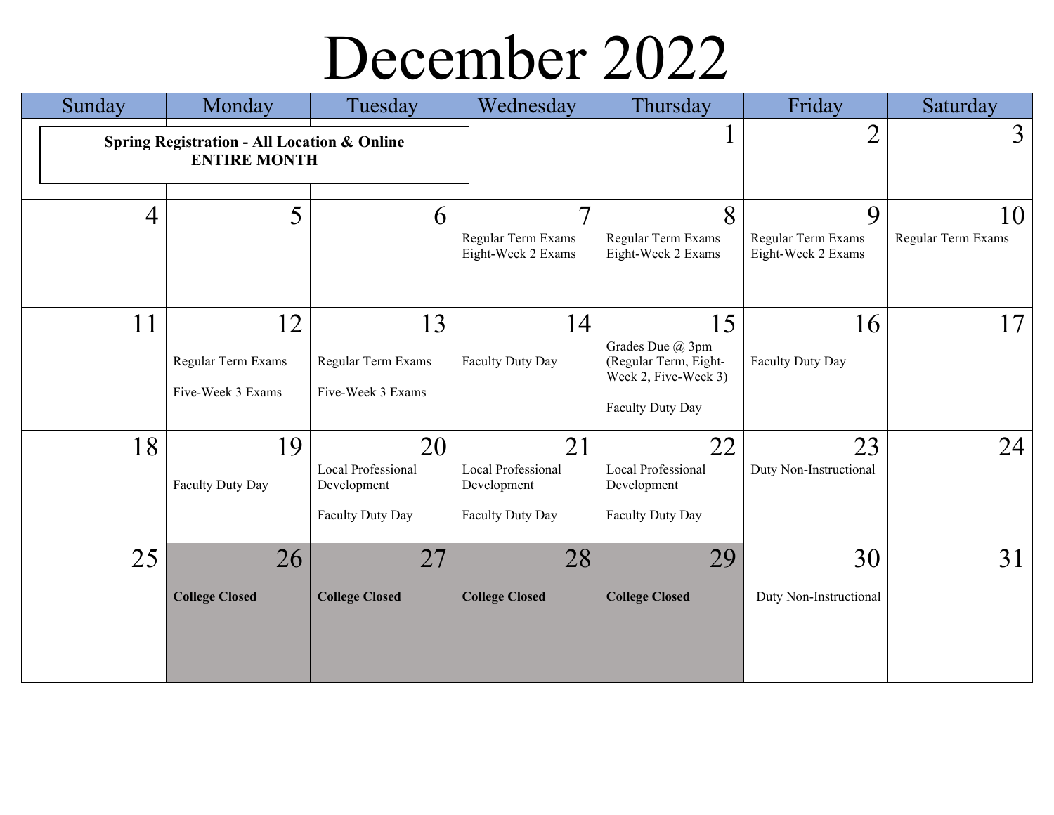# December 2022

| Sunday | Monday | Tuesday | Wednesday | Thursday | Friday | Saturday |
|---|---|---|---|---|---|---|
| **Spring Registration - All Location & Online ENTIRE MONTH** | | | | 1 | 2 | 3 |
| 4 | 5 | 6 | 7 Regular Term Exams Eight-Week 2 Exams | 8 Regular Term Exams Eight-Week 2 Exams | 9 Regular Term Exams Eight-Week 2 Exams | 10 Regular Term Exams |
| 11 | 12 Regular Term Exams Five-Week 3 Exams | 13 Regular Term Exams Five-Week 3 Exams | 14 Faculty Duty Day | 15 Grades Due @ 3pm (Regular Term, Eight-Week 2, Five-Week 3) Faculty Duty Day | 16 Faculty Duty Day | 17 |
| 18 | 19 Faculty Duty Day | 20 Local Professional Development Faculty Duty Day | 21 Local Professional Development Faculty Duty Day | 22 Local Professional Development Faculty Duty Day | 23 Duty Non-Instructional | 24 |
| 25 | 26 **College Closed** | 27 **College Closed** | 28 **College Closed** | 29 **College Closed** | 30 Duty Non-Instructional | 31 |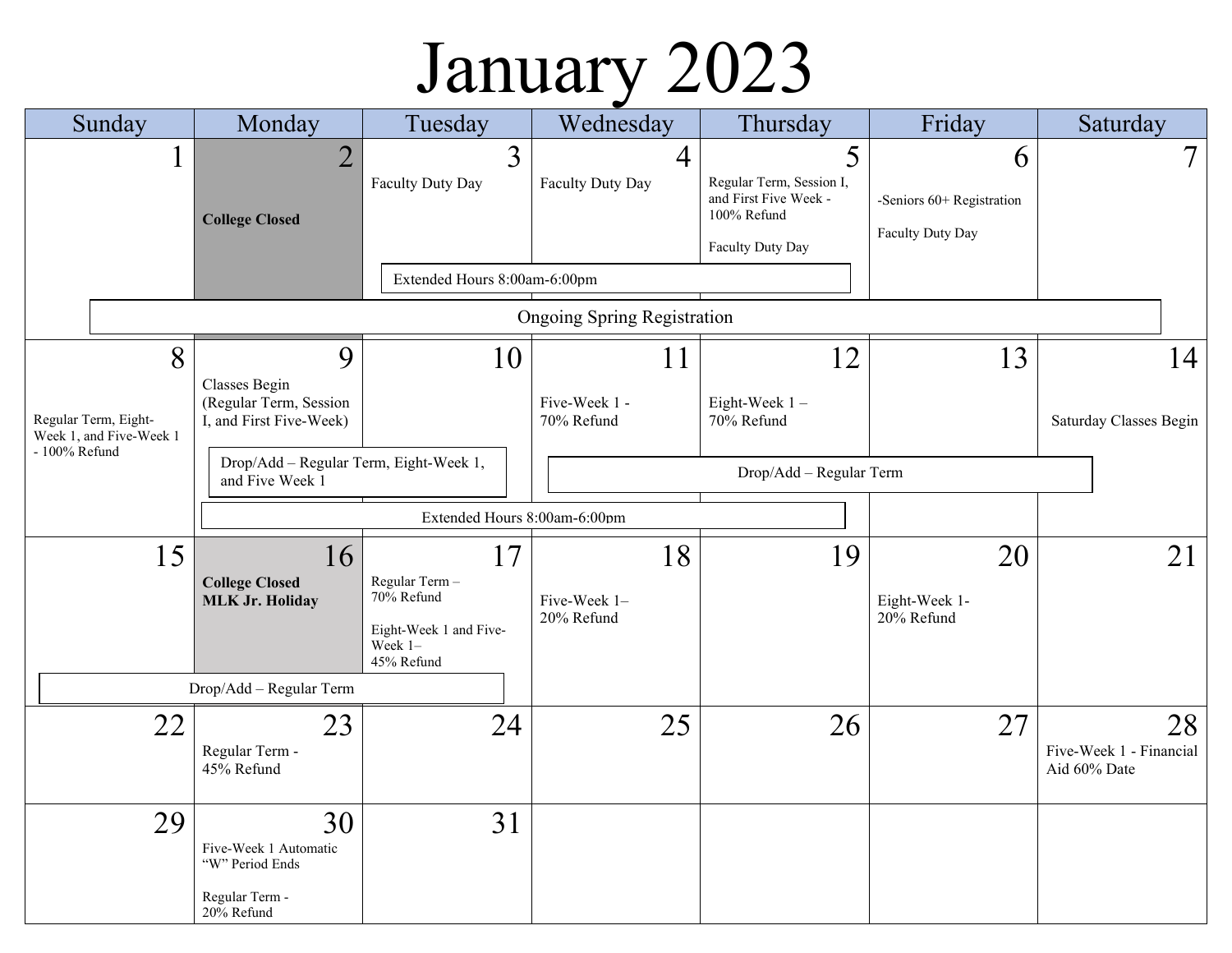# January 2023

| Sunday | Monday | Tuesday | Wednesday | Thursday | Friday | Saturday |
|---|---|---|---|---|---|---|
| 1 | 2 **College Closed** | 3 Faculty Duty Day | 4 Faculty Duty Day | 5 Regular Term, Session I, and First Five Week - 100% Refund<br><br>Faculty Duty Day | 6 -Seniors 60+ Registration<br><br>Faculty Duty Day | 7 |
| 8 Regular Term, Eight-Week 1, and Five-Week 1 - 100% Refund | 9 Classes Begin (Regular Term, Session I, and First Five-Week) | 10 | 11 Five-Week 1 - 70% Refund | 12 Eight-Week 1 – 70% Refund | 13 | 14 Saturday Classes Begin |
| 15 | 16 **College Closed MLK Jr. Holiday** | 17 Regular Term – 70% Refund<br><br>Eight-Week 1 and Five-Week 1– 45% Refund | 18 Five-Week 1– 20% Refund | 19 | 20 Eight-Week 1- 20% Refund | 21 |
| 22 | 23 Regular Term - 45% Refund | 24 | 25 | 26 | 27 | 28 Five-Week 1 - Financial Aid 60% Date |
| 29 | 30 Five-Week 1 Automatic "W" Period Ends<br><br>Regular Term - 20% Refund | 31 | | | | |

Extended Hours 8:00am-6:00pm (January 3 – January 5)

Ongoing Spring Registration (January 1 – January 7)

Drop/Add – Regular Term, Eight-Week 1, and Five Week 1 (January 9 – January 10)

Drop/Add – Regular Term (January 11 – January 14)

Extended Hours 8:00am-6:00pm (January 9 – January 12)

Drop/Add – Regular Term (January 15 – January 17)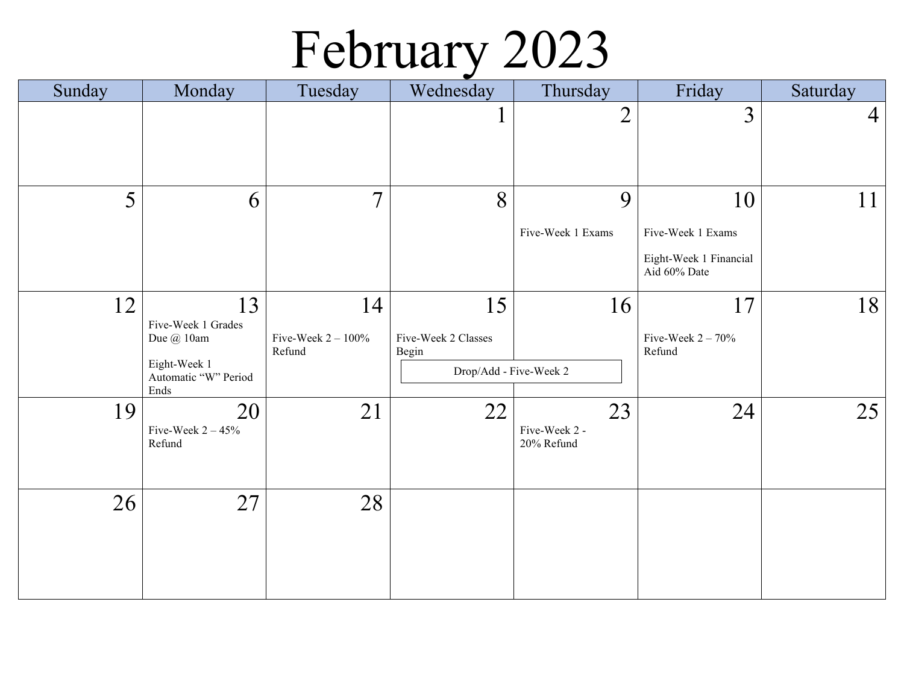# February 2023

| Sunday | Monday | Tuesday | Wednesday | Thursday | Friday | Saturday |
| --- | --- | --- | --- | --- | --- | --- |
| | | | 1 | 2 | 3 | 4 |
| 5 | 6 | 7 | 8 | 9<br>Five-Week 1 Exams | 10<br>Five-Week 1 Exams<br>Eight-Week 1 Financial Aid 60% Date | 11 |
| 12 | 13<br>Five-Week 1 Grades Due @ 10am<br>Eight-Week 1 Automatic "W" Period Ends | 14<br>Five-Week 2 – 100% Refund | 15<br>Five-Week 2 Classes Begin<br>Drop/Add - Five-Week 2 | 16<br>Drop/Add - Five-Week 2 | 17<br>Five-Week 2 – 70% Refund | 18 |
| 19 | 20<br>Five-Week 2 – 45% Refund | 21 | 22 | 23<br>Five-Week 2 - 20% Refund | 24 | 25 |
| 26 | 27 | 28 | | | | |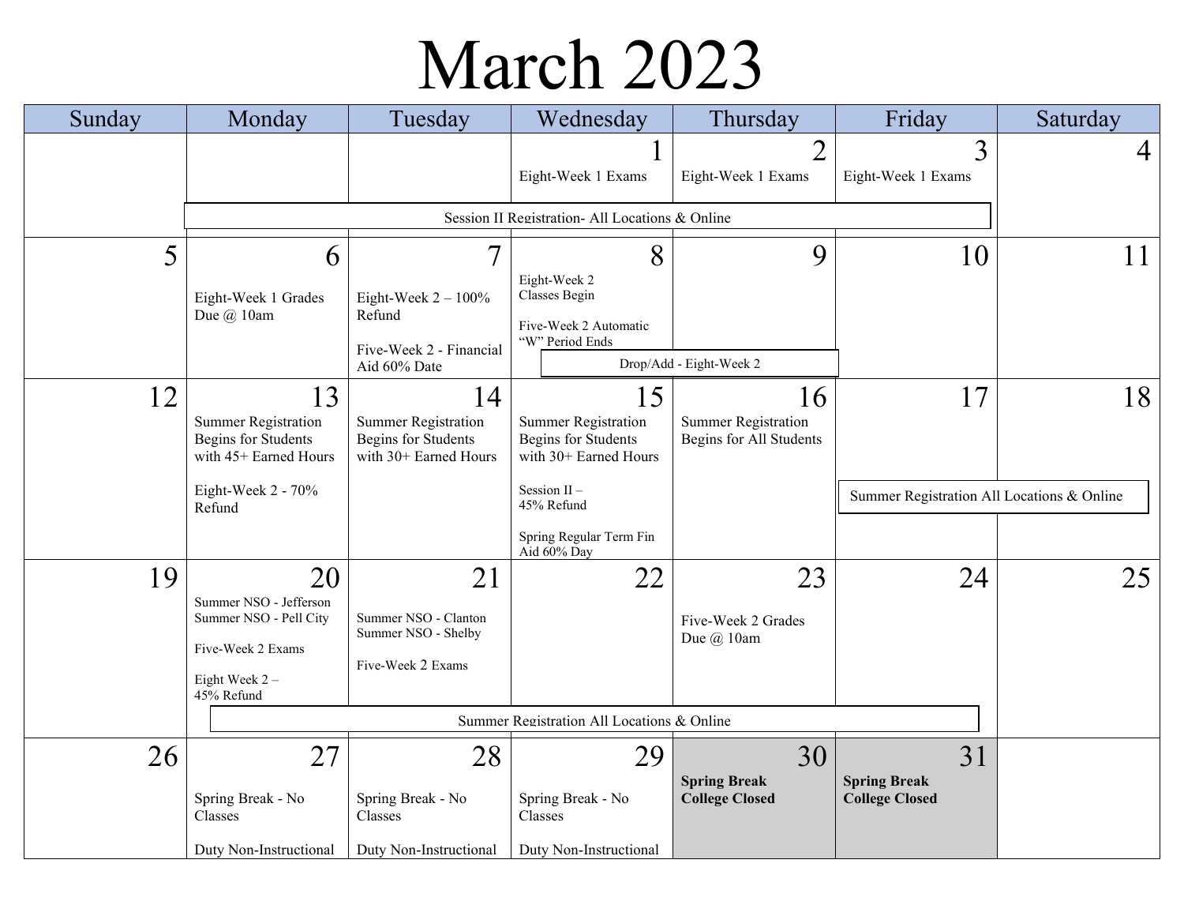# March 2023

| Sunday | Monday | Tuesday | Wednesday | Thursday | Friday | Saturday |
|---|---|---|---|---|---|---|
| | | | 1<br>Eight-Week 1 Exams | 2<br>Eight-Week 1 Exams | 3<br>Eight-Week 1 Exams | 4 |
| | Session II Registration- All Locations & Online | | | | | |
| 5 | 6<br>Eight-Week 1 Grades Due @ 10am | 7<br>Eight-Week 2 – 100% Refund<br><br>Five-Week 2 - Financial Aid 60% Date | 8<br>Eight-Week 2 Classes Begin<br><br>Five-Week 2 Automatic "W" Period Ends | 9 | 10 | 11 |
| | | | Drop/Add - Eight-Week 2 | | | |
| 12 | 13<br>Summer Registration Begins for Students with 45+ Earned Hours<br><br>Eight-Week 2 - 70% Refund | 14<br>Summer Registration Begins for Students with 30+ Earned Hours | 15<br>Summer Registration Begins for Students with 30+ Earned Hours<br><br>Session II – 45% Refund<br><br>Spring Regular Term Fin Aid 60% Day | 16<br>Summer Registration Begins for All Students | 17 | 18 |
| | | | | | Summer Registration All Locations & Online | |
| 19 | 20<br>Summer NSO - Jefferson<br>Summer NSO - Pell City<br><br>Five-Week 2 Exams<br><br>Eight Week 2 – 45% Refund | 21<br>Summer NSO - Clanton<br>Summer NSO - Shelby<br><br>Five-Week 2 Exams | 22 | 23<br>Five-Week 2 Grades Due @ 10am | 24 | 25 |
| | Summer Registration All Locations & Online | | | | | |
| 26 | 27<br>Spring Break - No Classes<br><br>Duty Non-Instructional | 28<br>Spring Break - No Classes<br><br>Duty Non-Instructional | 29<br>Spring Break - No Classes<br><br>Duty Non-Instructional | 30<br>**Spring Break College Closed** | 31<br>**Spring Break College Closed** | |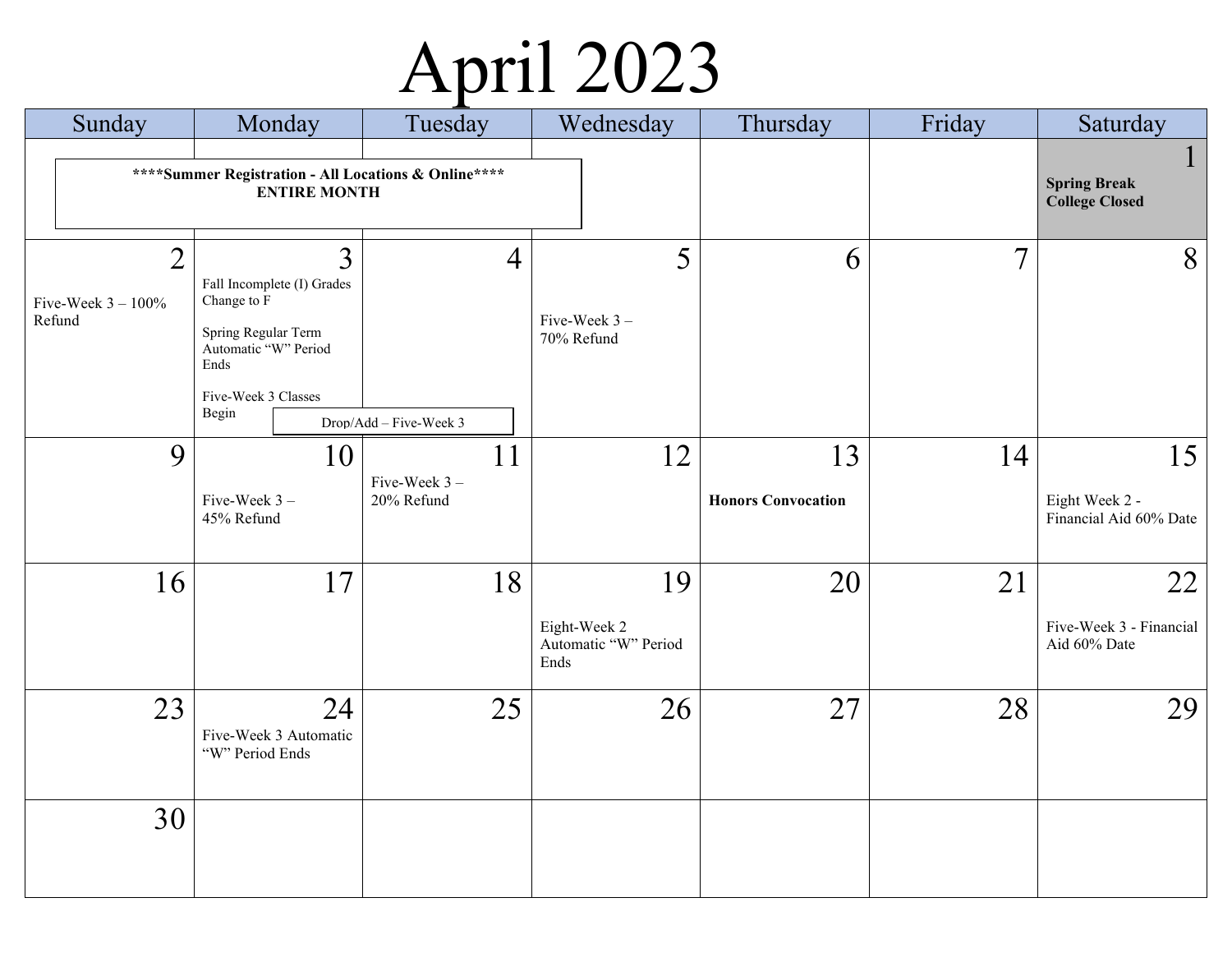# April 2023

| Sunday | Monday | Tuesday | Wednesday | Thursday | Friday | Saturday |
|---|---|---|---|---|---|---|
| ****Summer Registration - All Locations & Online**** ENTIRE MONTH | | | | | | 1 **Spring Break College Closed** |
| 2 Five-Week 3 – 100% Refund | 3 Fall Incomplete (I) Grades Change to F<br><br>Spring Regular Term Automatic "W" Period Ends<br><br>Five-Week 3 Classes Begin<br><br>Drop/Add – Five-Week 3 | 4 | 5 Five-Week 3 – 70% Refund | 6 | 7 | 8 |
| 9 | 10 Five-Week 3 – 45% Refund | 11 Five-Week 3 – 20% Refund | 12 | 13 **Honors Convocation** | 14 | 15 Eight Week 2 - Financial Aid 60% Date |
| 16 | 17 | 18 | 19 Eight-Week 2 Automatic "W" Period Ends | 20 | 21 | 22 Five-Week 3 - Financial Aid 60% Date |
| 23 | 24 Five-Week 3 Automatic "W" Period Ends | 25 | 26 | 27 | 28 | 29 |
| 30 | | | | | | |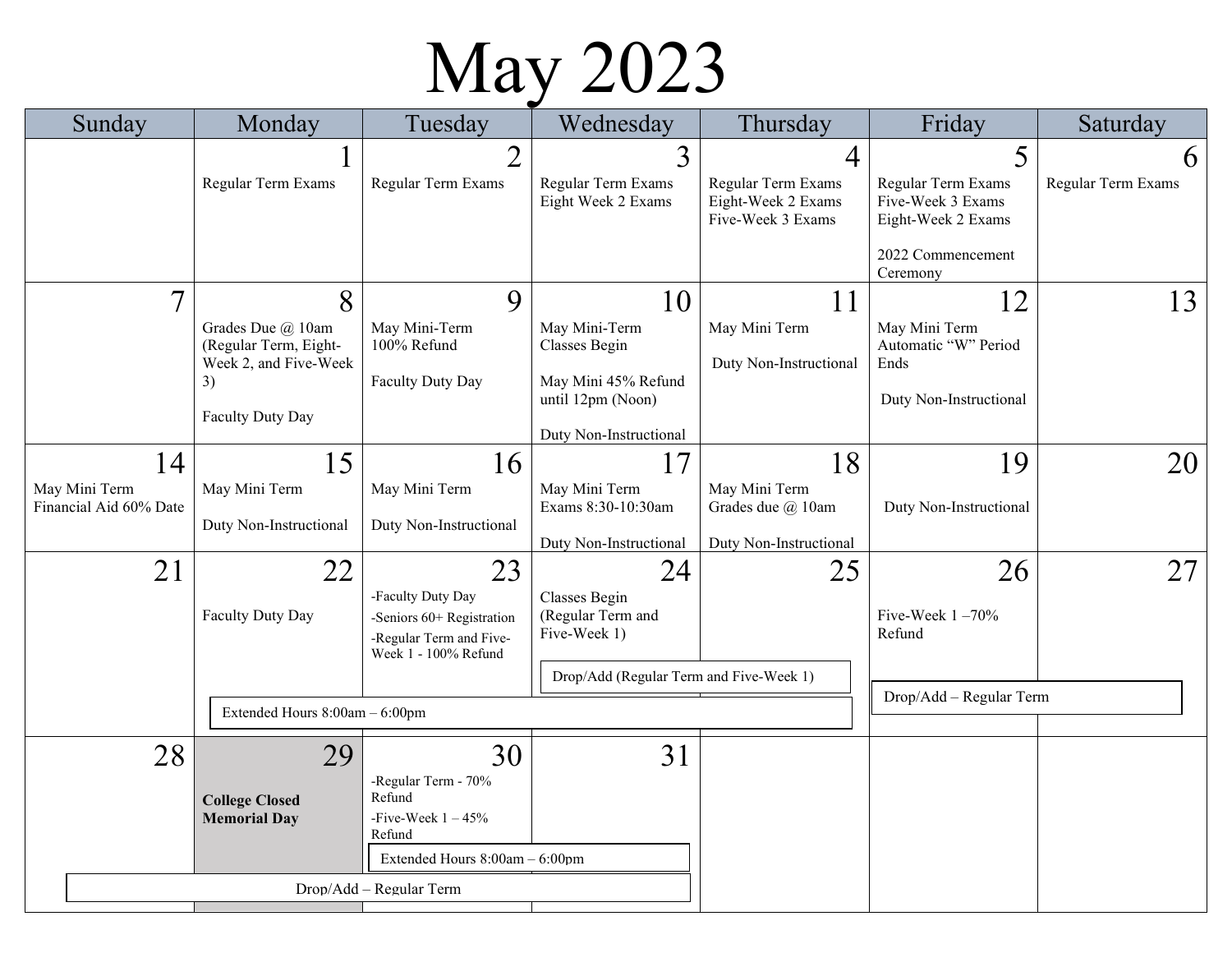# May 2023

| Sunday | Monday | Tuesday | Wednesday | Thursday | Friday | Saturday |
|---|---|---|---|---|---|---|
| | 1<br>Regular Term Exams | 2<br>Regular Term Exams | 3<br>Regular Term Exams<br>Eight Week 2 Exams | 4<br>Regular Term Exams<br>Eight-Week 2 Exams<br>Five-Week 3 Exams | 5<br>Regular Term Exams<br>Five-Week 3 Exams<br>Eight-Week 2 Exams<br><br>2022 Commencement Ceremony | 6<br>Regular Term Exams |
| 7 | 8<br>Grades Due @ 10am (Regular Term, Eight-Week 2, and Five-Week 3)<br><br>Faculty Duty Day | 9<br>May Mini-Term<br>100% Refund<br><br>Faculty Duty Day | 10<br>May Mini-Term Classes Begin<br><br>May Mini 45% Refund until 12pm (Noon)<br><br>Duty Non-Instructional | 11<br>May Mini Term<br><br>Duty Non-Instructional | 12<br>May Mini Term Automatic "W" Period Ends<br><br>Duty Non-Instructional | 13 |
| 14<br>May Mini Term Financial Aid 60% Date | 15<br>May Mini Term<br><br>Duty Non-Instructional | 16<br>May Mini Term<br><br>Duty Non-Instructional | 17<br>May Mini Term Exams 8:30-10:30am<br><br>Duty Non-Instructional | 18<br>May Mini Term Grades due @ 10am<br><br>Duty Non-Instructional | 19<br>Duty Non-Instructional | 20 |
| 21 | 22<br>Faculty Duty Day<br><br>Extended Hours 8:00am – 6:00pm (Mon 22 – Thu 25) | 23<br>-Faculty Duty Day<br>-Seniors 60+ Registration<br>-Regular Term and Five-Week 1 - 100% Refund | 24<br>Classes Begin (Regular Term and Five-Week 1)<br><br>Drop/Add (Regular Term and Five-Week 1) (Wed 24 – Thu 25) | 25 | 26<br>Five-Week 1 –70% Refund<br><br>Drop/Add – Regular Term (Fri 26 – Sat 27) | 27 |
| 28<br><br>Drop/Add – Regular Term (Sun 28 – Wed 31) | 29<br>**College Closed Memorial Day** | 30<br>-Regular Term - 70% Refund<br>-Five-Week 1 – 45% Refund<br><br>Extended Hours 8:00am – 6:00pm (Tue 30 – Wed 31) | 31 | | | |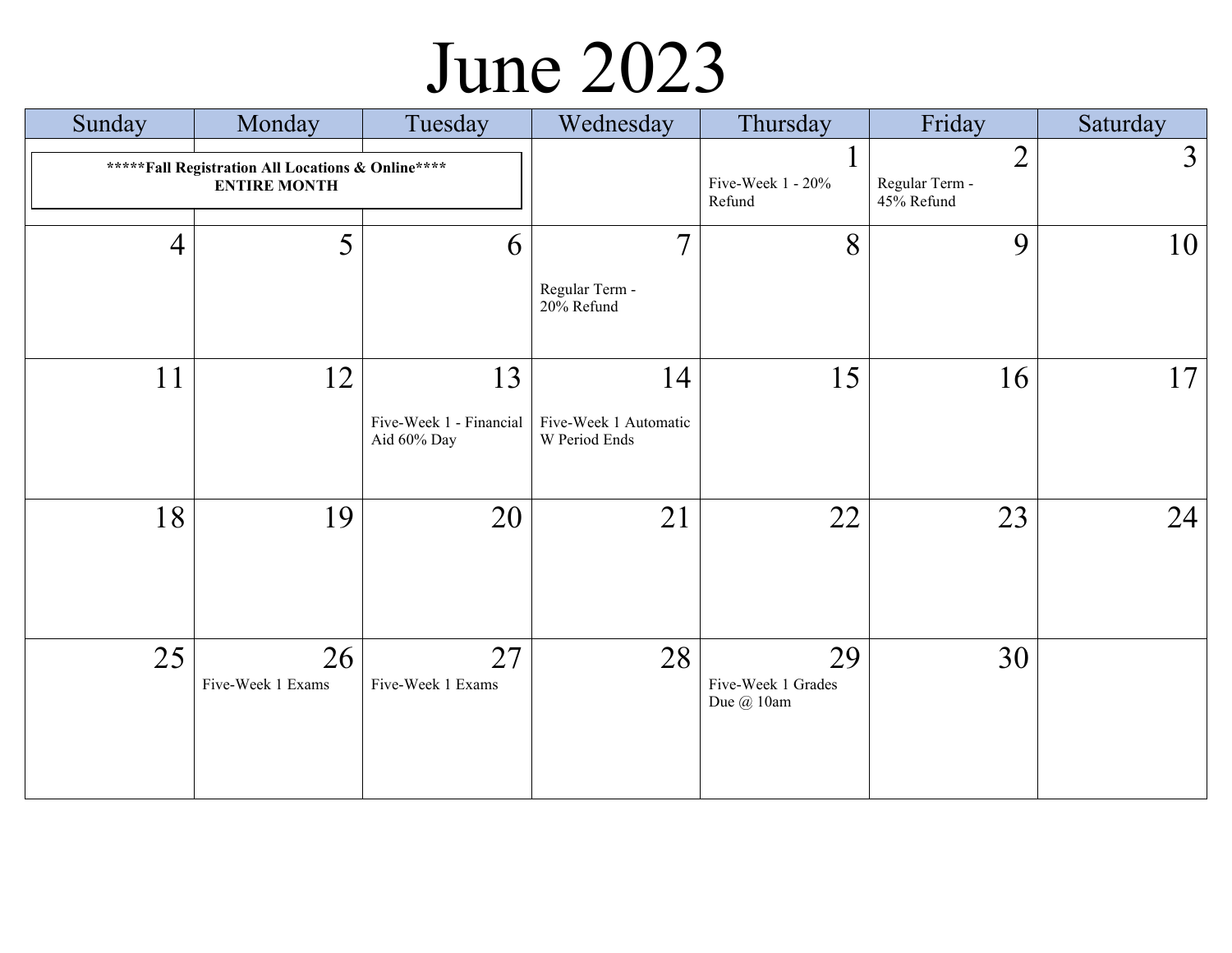# June 2023

| Sunday | Monday | Tuesday | Wednesday | Thursday | Friday | Saturday |
|---|---|---|---|---|---|---|
| **\*\*\*\*\*Fall Registration All Locations & Online\*\*\*\* ENTIRE MONTH** | | | | 1<br>Five-Week 1 - 20% Refund | 2<br>Regular Term - 45% Refund | 3 |
| 4 | 5 | 6 | 7<br>Regular Term - 20% Refund | 8 | 9 | 10 |
| 11 | 12 | 13<br>Five-Week 1 - Financial Aid 60% Day | 14<br>Five-Week 1 Automatic W Period Ends | 15 | 16 | 17 |
| 18 | 19 | 20 | 21 | 22 | 23 | 24 |
| 25 | 26<br>Five-Week 1 Exams | 27<br>Five-Week 1 Exams | 28 | 29<br>Five-Week 1 Grades Due @ 10am | 30 | |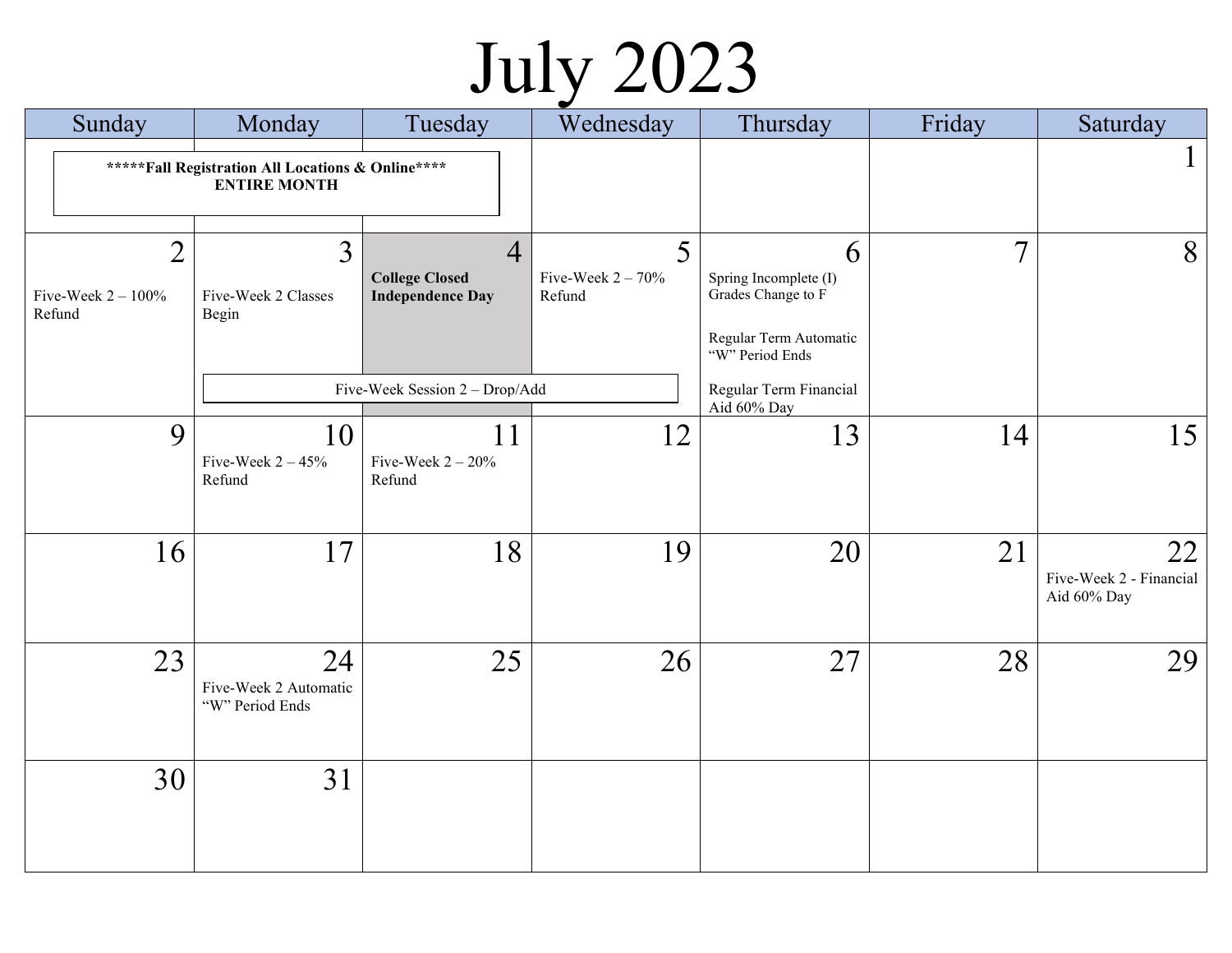# July 2023

| Sunday | Monday | Tuesday | Wednesday | Thursday | Friday | Saturday |
|---|---|---|---|---|---|---|
| **\*\*\*\*\*Fall Registration All Locations & Online\*\*\*\* ENTIRE MONTH** | | | | | | 1 |
| 2<br>Five-Week 2 – 100% Refund | 3<br>Five-Week 2 Classes Begin<br>Five-Week Session 2 – Drop/Add | 4<br>**College Closed Independence Day** | 5<br>Five-Week 2 – 70% Refund | 6<br>Spring Incomplete (I) Grades Change to F<br><br>Regular Term Automatic “W” Period Ends<br><br>Regular Term Financial Aid 60% Day | 7 | 8 |
| 9 | 10<br>Five-Week 2 – 45% Refund | 11<br>Five-Week 2 – 20% Refund | 12 | 13 | 14 | 15 |
| 16 | 17 | 18 | 19 | 20 | 21 | 22<br>Five-Week 2 - Financial Aid 60% Day |
| 23 | 24<br>Five-Week 2 Automatic “W” Period Ends | 25 | 26 | 27 | 28 | 29 |
| 30 | 31 | | | | | |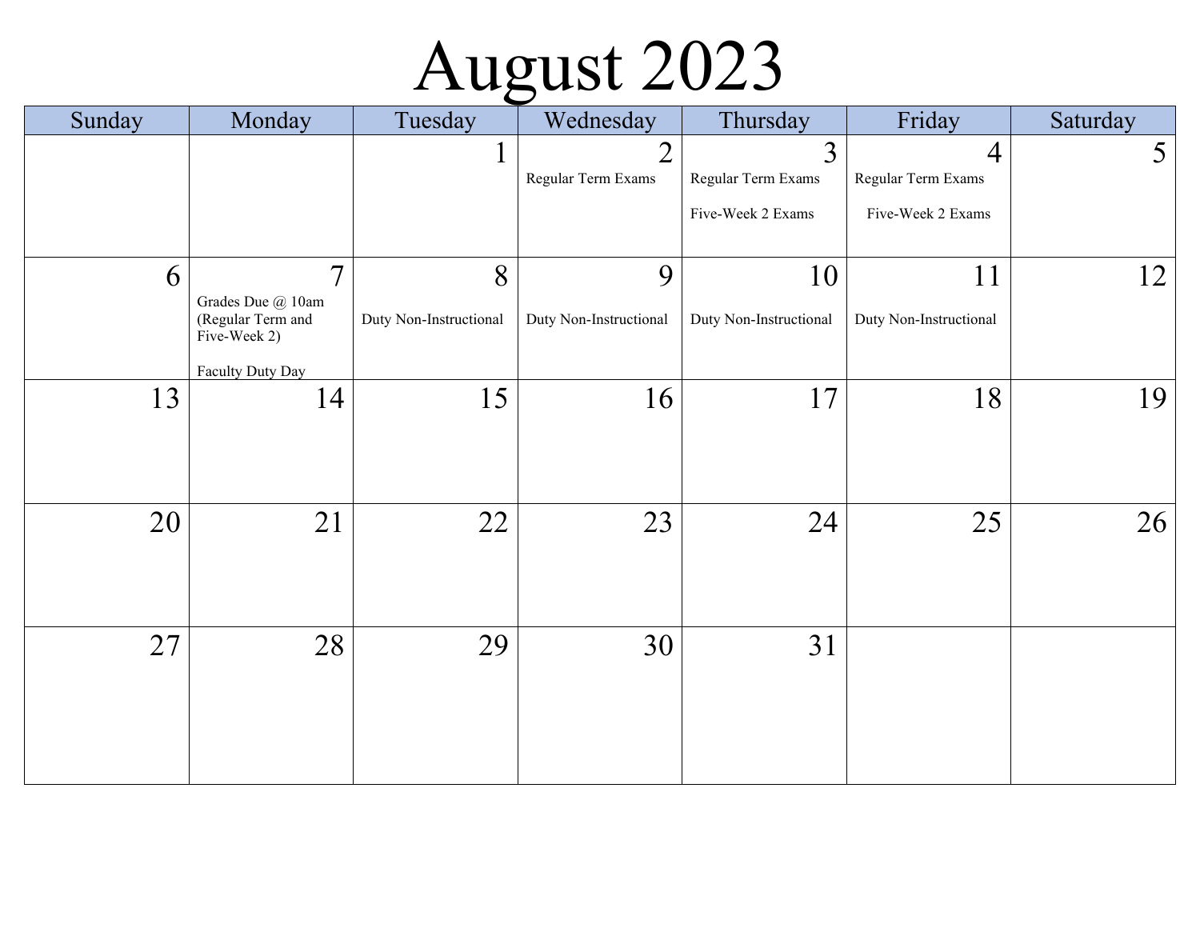# August 2023

| Sunday | Monday | Tuesday | Wednesday | Thursday | Friday | Saturday |
|---|---|---|---|---|---|---|
| | | 1 | 2<br>Regular Term Exams | 3<br>Regular Term Exams<br><br>Five-Week 2 Exams | 4<br>Regular Term Exams<br><br>Five-Week 2 Exams | 5 |
| 6 | 7<br>Grades Due @ 10am (Regular Term and Five-Week 2)<br><br>Faculty Duty Day | 8<br>Duty Non-Instructional | 9<br>Duty Non-Instructional | 10<br>Duty Non-Instructional | 11<br>Duty Non-Instructional | 12 |
| 13 | 14 | 15 | 16 | 17 | 18 | 19 |
| 20 | 21 | 22 | 23 | 24 | 25 | 26 |
| 27 | 28 | 29 | 30 | 31 | | |